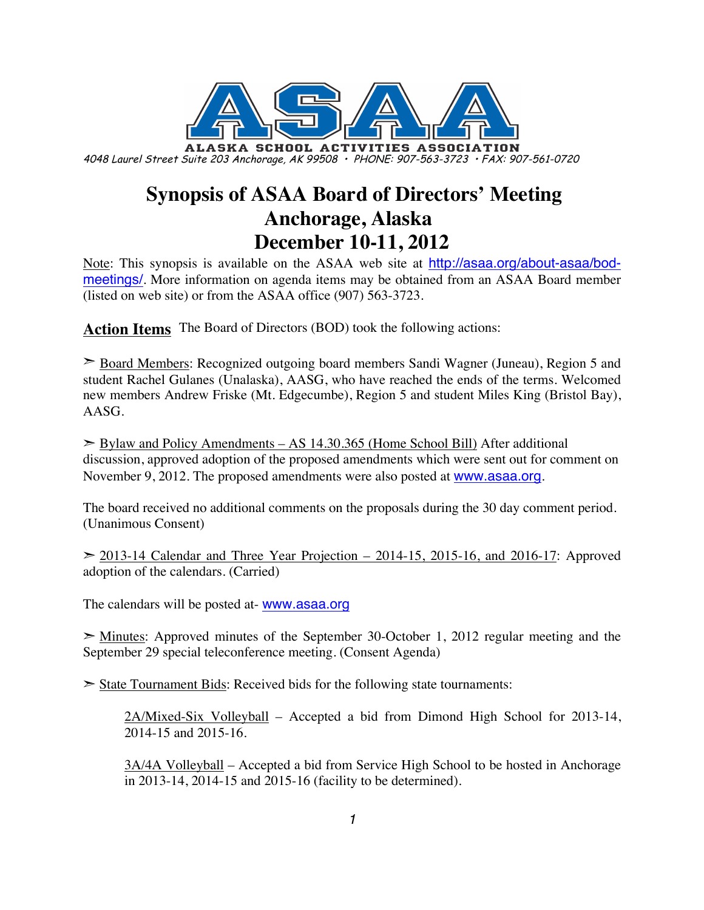**ALASKA SCHOOL ACTIVITIES ASSOCIATION**

4048 Laurel Street Suite 203 Anchorage, AK 99508 • PHONE: 907-563-3723 • FAX: 907-561-0720

# Synopsis of ASAA Board of Directors' Meeting
# Anchorage, Alaska
# December 10-11, 2012

Note: This synopsis is available on the ASAA web site at http://asaa.org/about-asaa/bod-meetings/. More information on agenda items may be obtained from an ASAA Board member (listed on web site) or from the ASAA office (907) 563-3723.

## Action Items

The Board of Directors (BOD) took the following actions:

➣ Board Members: Recognized outgoing board members Sandi Wagner (Juneau), Region 5 and student Rachel Gulanes (Unalaska), AASG, who have reached the ends of the terms. Welcomed new members Andrew Friske (Mt. Edgecumbe), Region 5 and student Miles King (Bristol Bay), AASG.

➣ Bylaw and Policy Amendments – AS 14.30.365 (Home School Bill) After additional discussion, approved adoption of the proposed amendments which were sent out for comment on November 9, 2012. The proposed amendments were also posted at www.asaa.org.

The board received no additional comments on the proposals during the 30 day comment period. (Unanimous Consent)

➣ 2013-14 Calendar and Three Year Projection – 2014-15, 2015-16, and 2016-17: Approved adoption of the calendars. (Carried)

The calendars will be posted at- www.asaa.org

➣ Minutes: Approved minutes of the September 30-October 1, 2012 regular meeting and the September 29 special teleconference meeting. (Consent Agenda)

➣ State Tournament Bids: Received bids for the following state tournaments:

2A/Mixed-Six Volleyball – Accepted a bid from Dimond High School for 2013-14, 2014-15 and 2015-16.

3A/4A Volleyball – Accepted a bid from Service High School to be hosted in Anchorage in 2013-14, 2014-15 and 2015-16 (facility to be determined).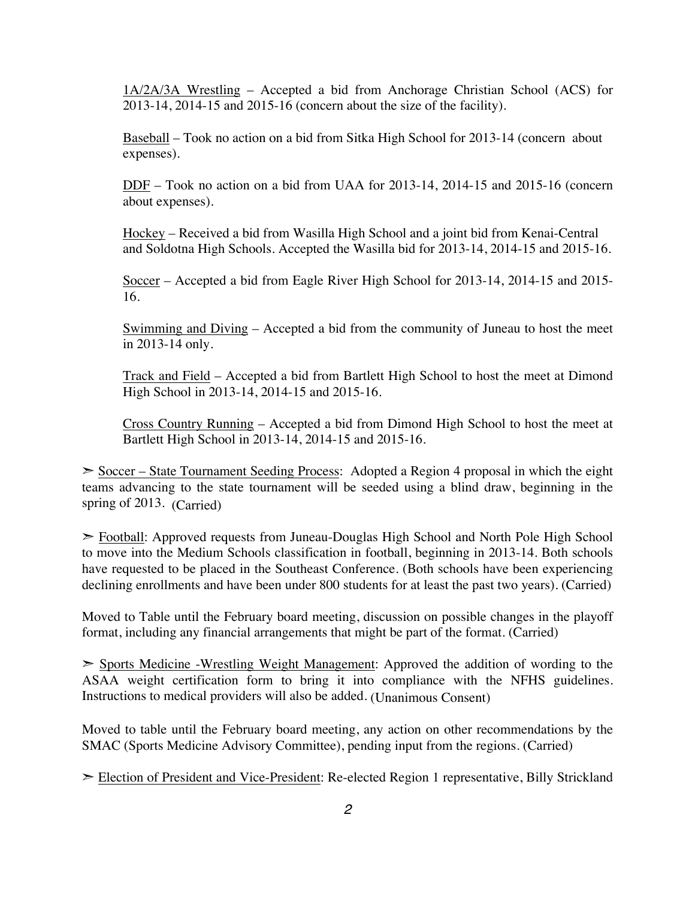1A/2A/3A Wrestling – Accepted a bid from Anchorage Christian School (ACS) for 2013-14, 2014-15 and 2015-16 (concern about the size of the facility).

Baseball – Took no action on a bid from Sitka High School for 2013-14 (concern about expenses).

DDF – Took no action on a bid from UAA for 2013-14, 2014-15 and 2015-16 (concern about expenses).

Hockey – Received a bid from Wasilla High School and a joint bid from Kenai-Central and Soldotna High Schools. Accepted the Wasilla bid for 2013-14, 2014-15 and 2015-16.

Soccer – Accepted a bid from Eagle River High School for 2013-14, 2014-15 and 2015-16.

Swimming and Diving – Accepted a bid from the community of Juneau to host the meet in 2013-14 only.

Track and Field – Accepted a bid from Bartlett High School to host the meet at Dimond High School in 2013-14, 2014-15 and 2015-16.

Cross Country Running – Accepted a bid from Dimond High School to host the meet at Bartlett High School in 2013-14, 2014-15 and 2015-16.

➢ Soccer – State Tournament Seeding Process: Adopted a Region 4 proposal in which the eight teams advancing to the state tournament will be seeded using a blind draw, beginning in the spring of 2013. (Carried)

➢ Football: Approved requests from Juneau-Douglas High School and North Pole High School to move into the Medium Schools classification in football, beginning in 2013-14. Both schools have requested to be placed in the Southeast Conference. (Both schools have been experiencing declining enrollments and have been under 800 students for at least the past two years). (Carried)

Moved to Table until the February board meeting, discussion on possible changes in the playoff format, including any financial arrangements that might be part of the format. (Carried)

➢ Sports Medicine -Wrestling Weight Management: Approved the addition of wording to the ASAA weight certification form to bring it into compliance with the NFHS guidelines. Instructions to medical providers will also be added. (Unanimous Consent)

Moved to table until the February board meeting, any action on other recommendations by the SMAC (Sports Medicine Advisory Committee), pending input from the regions. (Carried)

➢ Election of President and Vice-President: Re-elected Region 1 representative, Billy Strickland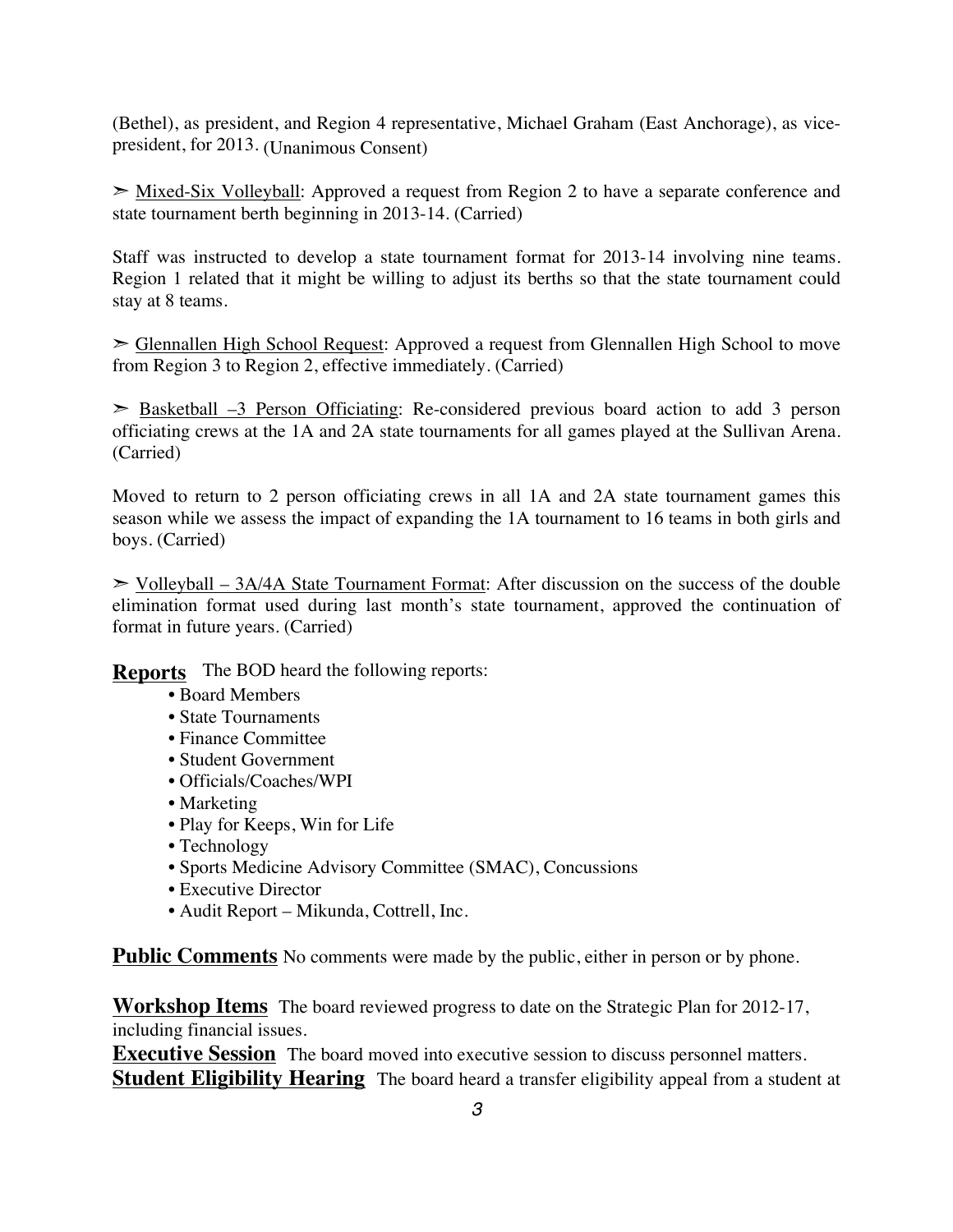(Bethel), as president, and Region 4 representative, Michael Graham (East Anchorage), as vice-president, for 2013. (Unanimous Consent)

➣ Mixed-Six Volleyball: Approved a request from Region 2 to have a separate conference and state tournament berth beginning in 2013-14. (Carried)

Staff was instructed to develop a state tournament format for 2013-14 involving nine teams. Region 1 related that it might be willing to adjust its berths so that the state tournament could stay at 8 teams.

➣ Glennallen High School Request: Approved a request from Glennallen High School to move from Region 3 to Region 2, effective immediately. (Carried)

➣ Basketball –3 Person Officiating: Re-considered previous board action to add 3 person officiating crews at the 1A and 2A state tournaments for all games played at the Sullivan Arena. (Carried)

Moved to return to 2 person officiating crews in all 1A and 2A state tournament games this season while we assess the impact of expanding the 1A tournament to 16 teams in both girls and boys. (Carried)

➣ Volleyball – 3A/4A State Tournament Format: After discussion on the success of the double elimination format used during last month's state tournament, approved the continuation of format in future years. (Carried)

**Reports** The BOD heard the following reports:

- Board Members
- State Tournaments
- Finance Committee
- Student Government
- Officials/Coaches/WPI
- Marketing
- Play for Keeps, Win for Life
- Technology
- Sports Medicine Advisory Committee (SMAC), Concussions
- Executive Director
- Audit Report – Mikunda, Cottrell, Inc.

**Public Comments** No comments were made by the public, either in person or by phone.

**Workshop Items** The board reviewed progress to date on the Strategic Plan for 2012-17, including financial issues.

**Executive Session** The board moved into executive session to discuss personnel matters.

**Student Eligibility Hearing** The board heard a transfer eligibility appeal from a student at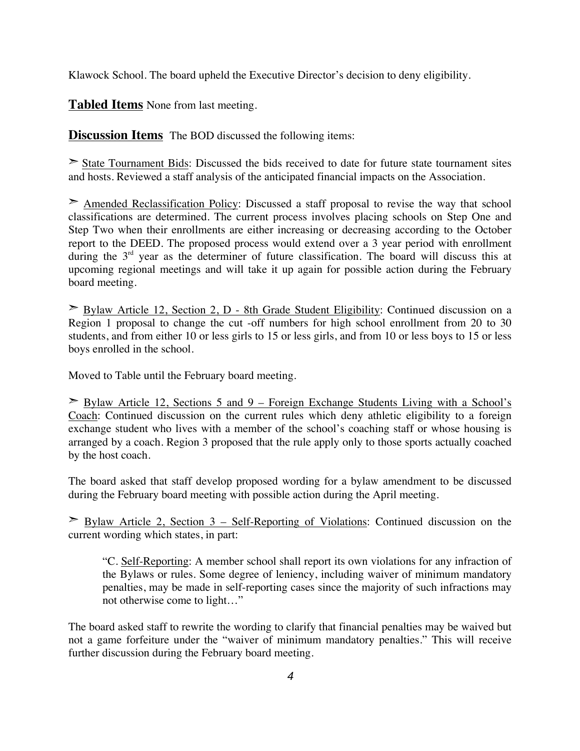Klawock School. The board upheld the Executive Director's decision to deny eligibility.

**Tabled Items** None from last meeting.

**Discussion Items** The BOD discussed the following items:

➢ State Tournament Bids: Discussed the bids received to date for future state tournament sites and hosts. Reviewed a staff analysis of the anticipated financial impacts on the Association.

➢ Amended Reclassification Policy: Discussed a staff proposal to revise the way that school classifications are determined. The current process involves placing schools on Step One and Step Two when their enrollments are either increasing or decreasing according to the October report to the DEED. The proposed process would extend over a 3 year period with enrollment during the 3rd year as the determiner of future classification. The board will discuss this at upcoming regional meetings and will take it up again for possible action during the February board meeting.

➢ Bylaw Article 12, Section 2, D - 8th Grade Student Eligibility: Continued discussion on a Region 1 proposal to change the cut -off numbers for high school enrollment from 20 to 30 students, and from either 10 or less girls to 15 or less girls, and from 10 or less boys to 15 or less boys enrolled in the school.

Moved to Table until the February board meeting.

➢ Bylaw Article 12, Sections 5 and 9 – Foreign Exchange Students Living with a School's Coach: Continued discussion on the current rules which deny athletic eligibility to a foreign exchange student who lives with a member of the school's coaching staff or whose housing is arranged by a coach. Region 3 proposed that the rule apply only to those sports actually coached by the host coach.

The board asked that staff develop proposed wording for a bylaw amendment to be discussed during the February board meeting with possible action during the April meeting.

➢ Bylaw Article 2, Section 3 – Self-Reporting of Violations: Continued discussion on the current wording which states, in part:

> "C. Self-Reporting: A member school shall report its own violations for any infraction of the Bylaws or rules. Some degree of leniency, including waiver of minimum mandatory penalties, may be made in self-reporting cases since the majority of such infractions may not otherwise come to light…"

The board asked staff to rewrite the wording to clarify that financial penalties may be waived but not a game forfeiture under the "waiver of minimum mandatory penalties." This will receive further discussion during the February board meeting.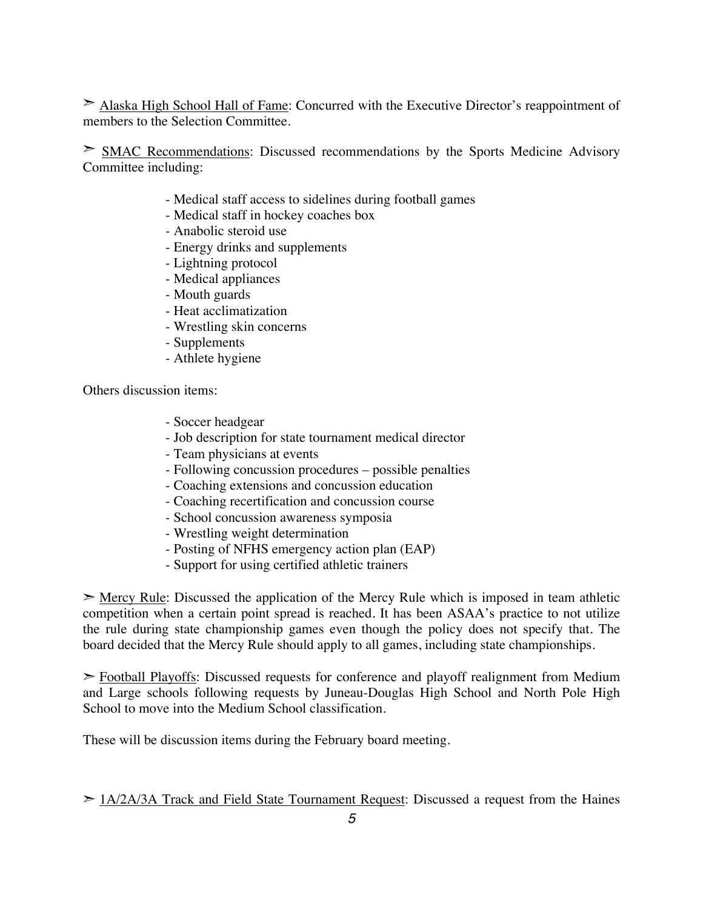➢ Alaska High School Hall of Fame: Concurred with the Executive Director's reappointment of members to the Selection Committee.

➢ SMAC Recommendations: Discussed recommendations by the Sports Medicine Advisory Committee including:

- Medical staff access to sidelines during football games
- Medical staff in hockey coaches box
- Anabolic steroid use
- Energy drinks and supplements
- Lightning protocol
- Medical appliances
- Mouth guards
- Heat acclimatization
- Wrestling skin concerns
- Supplements
- Athlete hygiene

Others discussion items:

- Soccer headgear
- Job description for state tournament medical director
- Team physicians at events
- Following concussion procedures – possible penalties
- Coaching extensions and concussion education
- Coaching recertification and concussion course
- School concussion awareness symposia
- Wrestling weight determination
- Posting of NFHS emergency action plan (EAP)
- Support for using certified athletic trainers

➢ Mercy Rule: Discussed the application of the Mercy Rule which is imposed in team athletic competition when a certain point spread is reached. It has been ASAA's practice to not utilize the rule during state championship games even though the policy does not specify that. The board decided that the Mercy Rule should apply to all games, including state championships.

➢ Football Playoffs: Discussed requests for conference and playoff realignment from Medium and Large schools following requests by Juneau-Douglas High School and North Pole High School to move into the Medium School classification.

These will be discussion items during the February board meeting.

➢ 1A/2A/3A Track and Field State Tournament Request: Discussed a request from the Haines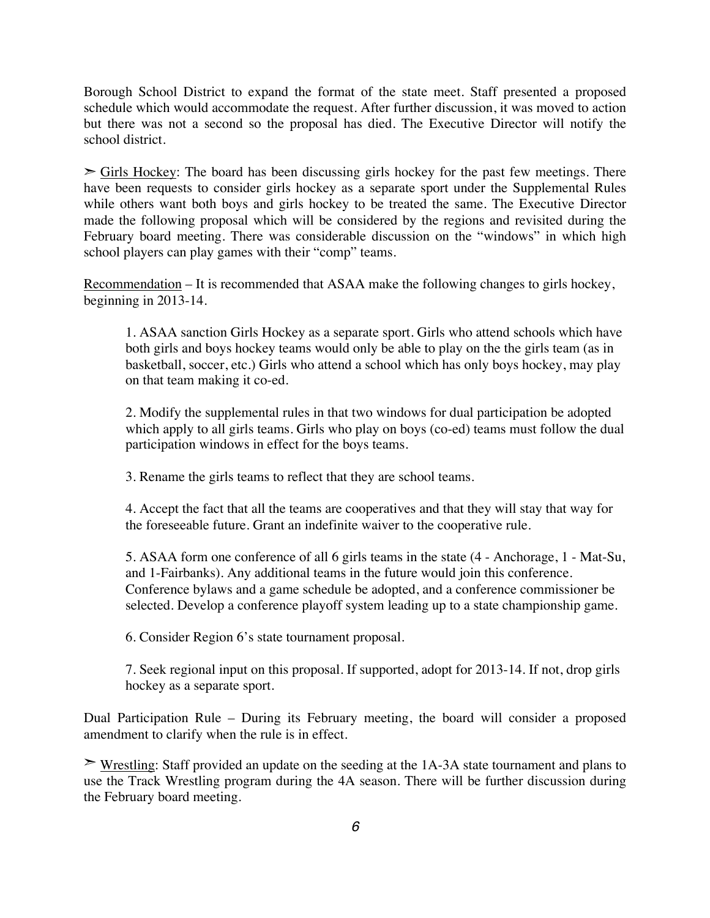Borough School District to expand the format of the state meet. Staff presented a proposed schedule which would accommodate the request. After further discussion, it was moved to action but there was not a second so the proposal has died. The Executive Director will notify the school district.

➢ <u>Girls Hockey</u>: The board has been discussing girls hockey for the past few meetings. There have been requests to consider girls hockey as a separate sport under the Supplemental Rules while others want both boys and girls hockey to be treated the same. The Executive Director made the following proposal which will be considered by the regions and revisited during the February board meeting. There was considerable discussion on the "windows" in which high school players can play games with their "comp" teams.

<u>Recommendation</u> – It is recommended that ASAA make the following changes to girls hockey, beginning in 2013-14.

> 1. ASAA sanction Girls Hockey as a separate sport. Girls who attend schools which have both girls and boys hockey teams would only be able to play on the the girls team (as in basketball, soccer, etc.) Girls who attend a school which has only boys hockey, may play on that team making it co-ed.
>
> 2. Modify the supplemental rules in that two windows for dual participation be adopted which apply to all girls teams. Girls who play on boys (co-ed) teams must follow the dual participation windows in effect for the boys teams.
>
> 3. Rename the girls teams to reflect that they are school teams.
>
> 4. Accept the fact that all the teams are cooperatives and that they will stay that way for the foreseeable future. Grant an indefinite waiver to the cooperative rule.
>
> 5. ASAA form one conference of all 6 girls teams in the state (4 - Anchorage, 1 - Mat-Su, and 1-Fairbanks). Any additional teams in the future would join this conference. Conference bylaws and a game schedule be adopted, and a conference commissioner be selected. Develop a conference playoff system leading up to a state championship game.
>
> 6. Consider Region 6's state tournament proposal.
>
> 7. Seek regional input on this proposal. If supported, adopt for 2013-14. If not, drop girls hockey as a separate sport.

Dual Participation Rule – During its February meeting, the board will consider a proposed amendment to clarify when the rule is in effect.

➢ <u>Wrestling</u>: Staff provided an update on the seeding at the 1A-3A state tournament and plans to use the Track Wrestling program during the 4A season. There will be further discussion during the February board meeting.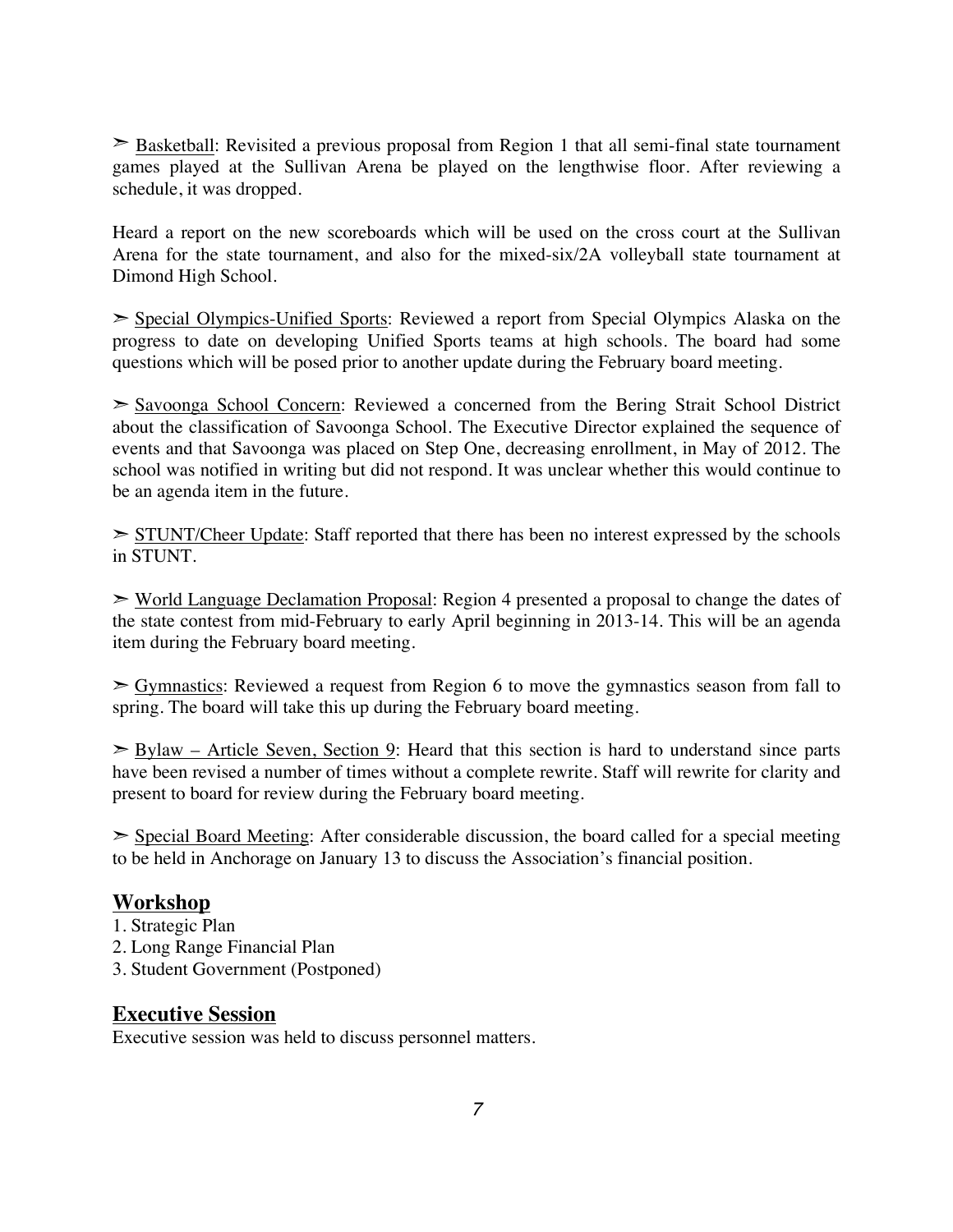➣ <u>Basketball</u>: Revisited a previous proposal from Region 1 that all semi-final state tournament games played at the Sullivan Arena be played on the lengthwise floor. After reviewing a schedule, it was dropped.

Heard a report on the new scoreboards which will be used on the cross court at the Sullivan Arena for the state tournament, and also for the mixed-six/2A volleyball state tournament at Dimond High School.

➣ <u>Special Olympics-Unified Sports</u>: Reviewed a report from Special Olympics Alaska on the progress to date on developing Unified Sports teams at high schools. The board had some questions which will be posed prior to another update during the February board meeting.

➣ <u>Savoonga School Concern</u>: Reviewed a concerned from the Bering Strait School District about the classification of Savoonga School. The Executive Director explained the sequence of events and that Savoonga was placed on Step One, decreasing enrollment, in May of 2012. The school was notified in writing but did not respond. It was unclear whether this would continue to be an agenda item in the future.

➣ <u>STUNT/Cheer Update</u>: Staff reported that there has been no interest expressed by the schools in STUNT.

➣ <u>World Language Declamation Proposal</u>: Region 4 presented a proposal to change the dates of the state contest from mid-February to early April beginning in 2013-14. This will be an agenda item during the February board meeting.

➣ <u>Gymnastics</u>: Reviewed a request from Region 6 to move the gymnastics season from fall to spring. The board will take this up during the February board meeting.

➣ <u>Bylaw – Article Seven, Section 9</u>: Heard that this section is hard to understand since parts have been revised a number of times without a complete rewrite. Staff will rewrite for clarity and present to board for review during the February board meeting.

➣ <u>Special Board Meeting</u>: After considerable discussion, the board called for a special meeting to be held in Anchorage on January 13 to discuss the Association's financial position.

## Workshop

1. Strategic Plan
2. Long Range Financial Plan
3. Student Government (Postponed)

## Executive Session

Executive session was held to discuss personnel matters.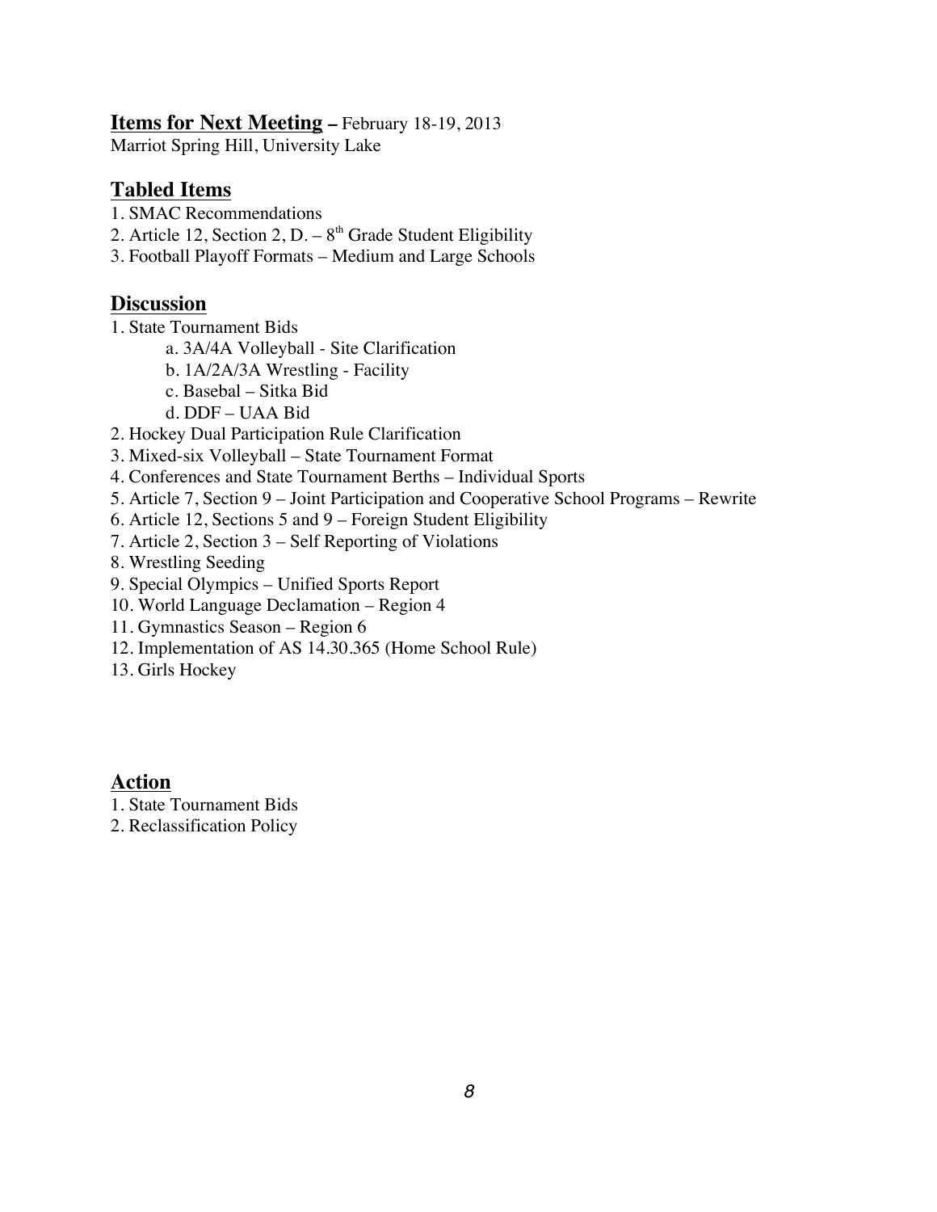**Items for Next Meeting –** February 18-19, 2013
Marriot Spring Hill, University Lake

## Tabled Items

1. SMAC Recommendations
2. Article 12, Section 2, D. – 8th Grade Student Eligibility
3. Football Playoff Formats – Medium and Large Schools

## Discussion

1. State Tournament Bids
    a. 3A/4A Volleyball - Site Clarification
    b. 1A/2A/3A Wrestling - Facility
    c. Basebal – Sitka Bid
    d. DDF – UAA Bid
2. Hockey Dual Participation Rule Clarification
3. Mixed-six Volleyball – State Tournament Format
4. Conferences and State Tournament Berths – Individual Sports
5. Article 7, Section 9 – Joint Participation and Cooperative School Programs – Rewrite
6. Article 12, Sections 5 and 9 – Foreign Student Eligibility
7. Article 2, Section 3 – Self Reporting of Violations
8. Wrestling Seeding
9. Special Olympics – Unified Sports Report
10. World Language Declamation – Region 4
11. Gymnastics Season – Region 6
12. Implementation of AS 14.30.365 (Home School Rule)
13. Girls Hockey

## Action

1. State Tournament Bids
2. Reclassification Policy